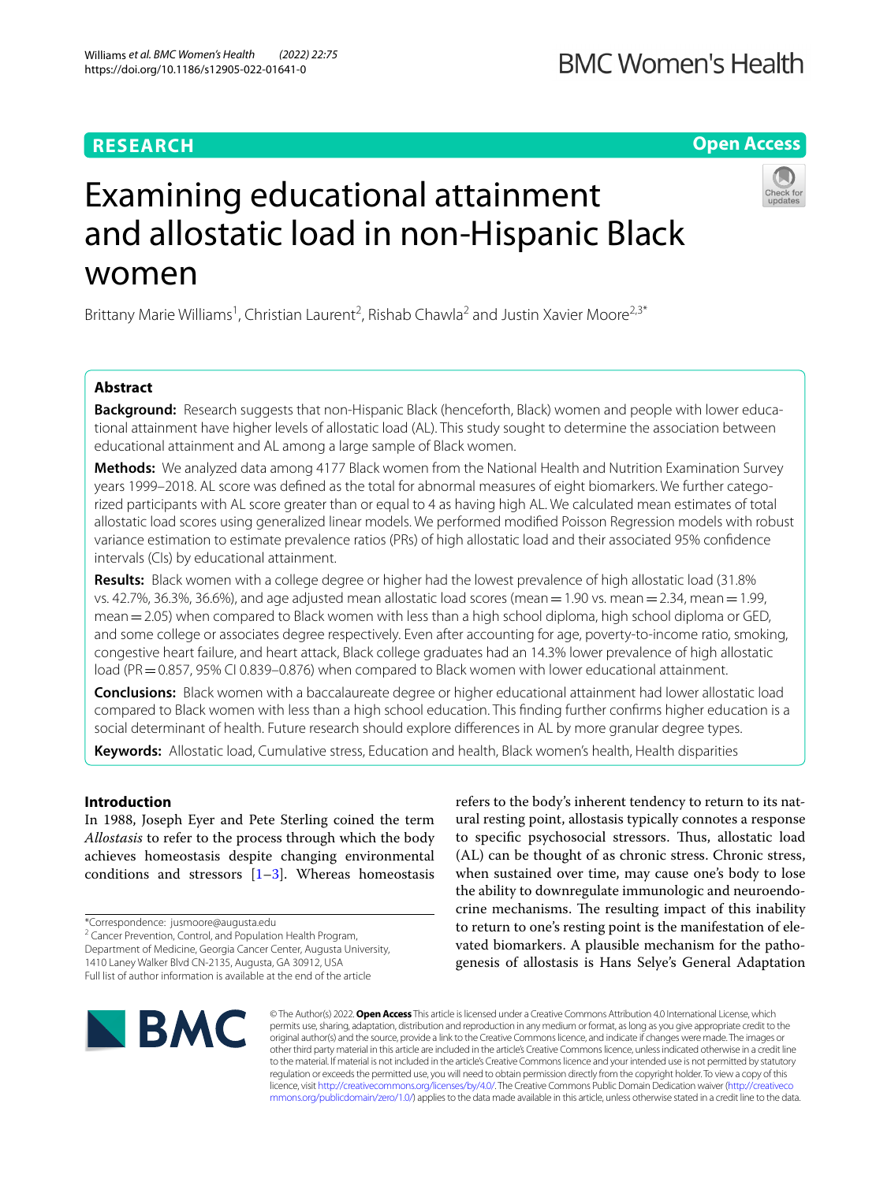**RESEARCH** | **Open Access**

# Examining educational attainment and allostatic load in non-Hispanic Black women

Brittany Marie Williams[1], Christian Laurent[2], Rishab Chawla[2] and Justin Xavier Moore[2,3*]

## Abstract

**Background:** Research suggests that non-Hispanic Black (henceforth, Black) women and people with lower educational attainment have higher levels of allostatic load (AL). This study sought to determine the association between educational attainment and AL among a large sample of Black women.

**Methods:** We analyzed data among 4177 Black women from the National Health and Nutrition Examination Survey years 1999–2018. AL score was defined as the total for abnormal measures of eight biomarkers. We further categorized participants with AL score greater than or equal to 4 as having high AL. We calculated mean estimates of total allostatic load scores using generalized linear models. We performed modified Poisson Regression models with robust variance estimation to estimate prevalence ratios (PRs) of high allostatic load and their associated 95% confidence intervals (CIs) by educational attainment.

**Results:** Black women with a college degree or higher had the lowest prevalence of high allostatic load (31.8% vs. 42.7%, 36.3%, 36.6%), and age adjusted mean allostatic load scores (mean = 1.90 vs. mean = 2.34, mean = 1.99, mean = 2.05) when compared to Black women with less than a high school diploma, high school diploma or GED, and some college or associates degree respectively. Even after accounting for age, poverty-to-income ratio, smoking, congestive heart failure, and heart attack, Black college graduates had an 14.3% lower prevalence of high allostatic load (PR = 0.857, 95% CI 0.839–0.876) when compared to Black women with lower educational attainment.

**Conclusions:** Black women with a baccalaureate degree or higher educational attainment had lower allostatic load compared to Black women with less than a high school education. This finding further confirms higher education is a social determinant of health. Future research should explore differences in AL by more granular degree types.

**Keywords:** Allostatic load, Cumulative stress, Education and health, Black women's health, Health disparities

## Introduction

In 1988, Joseph Eyer and Pete Sterling coined the term *Allostasis* to refer to the process through which the body achieves homeostasis despite changing environmental conditions and stressors [1–3]. Whereas homeostasis refers to the body's inherent tendency to return to its natural resting point, allostasis typically connotes a response to specific psychosocial stressors. Thus, allostatic load (AL) can be thought of as chronic stress. Chronic stress, when sustained over time, may cause one's body to lose the ability to downregulate immunologic and neuroendocrine mechanisms. The resulting impact of this inability to return to one's resting point is the manifestation of elevated biomarkers. A plausible mechanism for the pathogenesis of allostasis is Hans Selye's General Adaptation

*Correspondence: jusmoore@augusta.edu
[2] Cancer Prevention, Control, and Population Health Program, Department of Medicine, Georgia Cancer Center, Augusta University, 1410 Laney Walker Blvd CN-2135, Augusta, GA 30912, USA
Full list of author information is available at the end of the article

© The Author(s) 2022. **Open Access** This article is licensed under a Creative Commons Attribution 4.0 International License, which permits use, sharing, adaptation, distribution and reproduction in any medium or format, as long as you give appropriate credit to the original author(s) and the source, provide a link to the Creative Commons licence, and indicate if changes were made. The images or other third party material in this article are included in the article's Creative Commons licence, unless indicated otherwise in a credit line to the material. If material is not included in the article's Creative Commons licence and your intended use is not permitted by statutory regulation or exceeds the permitted use, you will need to obtain permission directly from the copyright holder. To view a copy of this licence, visit http://creativecommons.org/licenses/by/4.0/. The Creative Commons Public Domain Dedication waiver (http://creativecommons.org/publicdomain/zero/1.0/) applies to the data made available in this article, unless otherwise stated in a credit line to the data.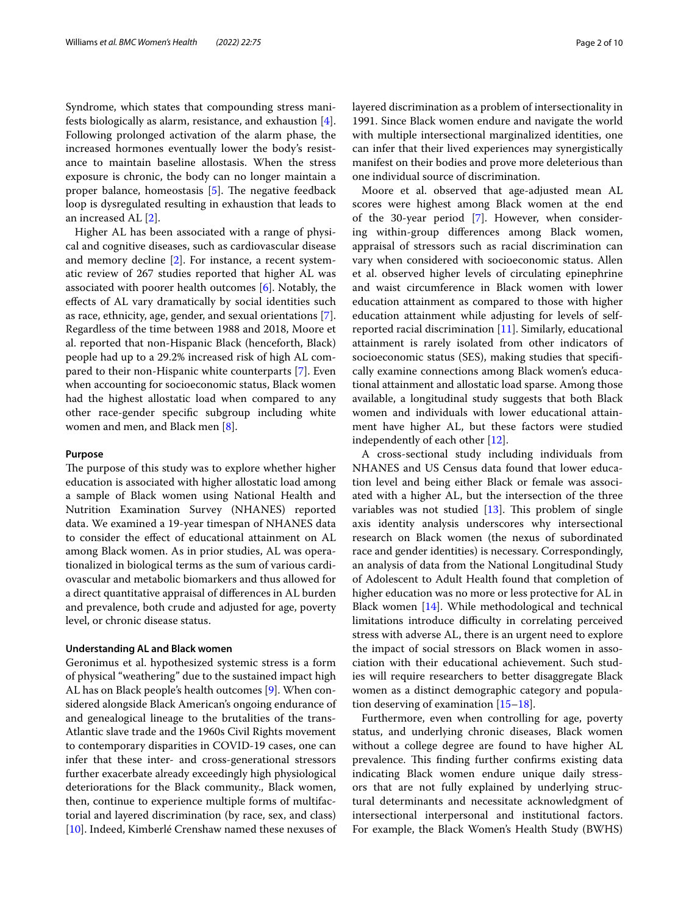Syndrome, which states that compounding stress manifests biologically as alarm, resistance, and exhaustion [4]. Following prolonged activation of the alarm phase, the increased hormones eventually lower the body's resistance to maintain baseline allostasis. When the stress exposure is chronic, the body can no longer maintain a proper balance, homeostasis [5]. The negative feedback loop is dysregulated resulting in exhaustion that leads to an increased AL [2].

Higher AL has been associated with a range of physical and cognitive diseases, such as cardiovascular disease and memory decline [2]. For instance, a recent systematic review of 267 studies reported that higher AL was associated with poorer health outcomes [6]. Notably, the effects of AL vary dramatically by social identities such as race, ethnicity, age, gender, and sexual orientations [7]. Regardless of the time between 1988 and 2018, Moore et al. reported that non-Hispanic Black (henceforth, Black) people had up to a 29.2% increased risk of high AL compared to their non-Hispanic white counterparts [7]. Even when accounting for socioeconomic status, Black women had the highest allostatic load when compared to any other race-gender specific subgroup including white women and men, and Black men [8].

#### Purpose

The purpose of this study was to explore whether higher education is associated with higher allostatic load among a sample of Black women using National Health and Nutrition Examination Survey (NHANES) reported data. We examined a 19-year timespan of NHANES data to consider the effect of educational attainment on AL among Black women. As in prior studies, AL was operationalized in biological terms as the sum of various cardiovascular and metabolic biomarkers and thus allowed for a direct quantitative appraisal of differences in AL burden and prevalence, both crude and adjusted for age, poverty level, or chronic disease status.

#### Understanding AL and Black women

Geronimus et al. hypothesized systemic stress is a form of physical "weathering" due to the sustained impact high AL has on Black people's health outcomes [9]. When considered alongside Black American's ongoing endurance of and genealogical lineage to the brutalities of the trans-Atlantic slave trade and the 1960s Civil Rights movement to contemporary disparities in COVID-19 cases, one can infer that these inter- and cross-generational stressors further exacerbate already exceedingly high physiological deteriorations for the Black community., Black women, then, continue to experience multiple forms of multifactorial and layered discrimination (by race, sex, and class) [10]. Indeed, Kimberlé Crenshaw named these nexuses of layered discrimination as a problem of intersectionality in 1991. Since Black women endure and navigate the world with multiple intersectional marginalized identities, one can infer that their lived experiences may synergistically manifest on their bodies and prove more deleterious than one individual source of discrimination.

Moore et al. observed that age-adjusted mean AL scores were highest among Black women at the end of the 30-year period [7]. However, when considering within-group differences among Black women, appraisal of stressors such as racial discrimination can vary when considered with socioeconomic status. Allen et al. observed higher levels of circulating epinephrine and waist circumference in Black women with lower education attainment as compared to those with higher education attainment while adjusting for levels of self-reported racial discrimination [11]. Similarly, educational attainment is rarely isolated from other indicators of socioeconomic status (SES), making studies that specifically examine connections among Black women's educational attainment and allostatic load sparse. Among those available, a longitudinal study suggests that both Black women and individuals with lower educational attainment have higher AL, but these factors were studied independently of each other [12].

A cross-sectional study including individuals from NHANES and US Census data found that lower education level and being either Black or female was associated with a higher AL, but the intersection of the three variables was not studied [13]. This problem of single axis identity analysis underscores why intersectional research on Black women (the nexus of subordinated race and gender identities) is necessary. Correspondingly, an analysis of data from the National Longitudinal Study of Adolescent to Adult Health found that completion of higher education was no more or less protective for AL in Black women [14]. While methodological and technical limitations introduce difficulty in correlating perceived stress with adverse AL, there is an urgent need to explore the impact of social stressors on Black women in association with their educational achievement. Such studies will require researchers to better disaggregate Black women as a distinct demographic category and population deserving of examination [15–18].

Furthermore, even when controlling for age, poverty status, and underlying chronic diseases, Black women without a college degree are found to have higher AL prevalence. This finding further confirms existing data indicating Black women endure unique daily stressors that are not fully explained by underlying structural determinants and necessitate acknowledgment of intersectional interpersonal and institutional factors. For example, the Black Women's Health Study (BWHS)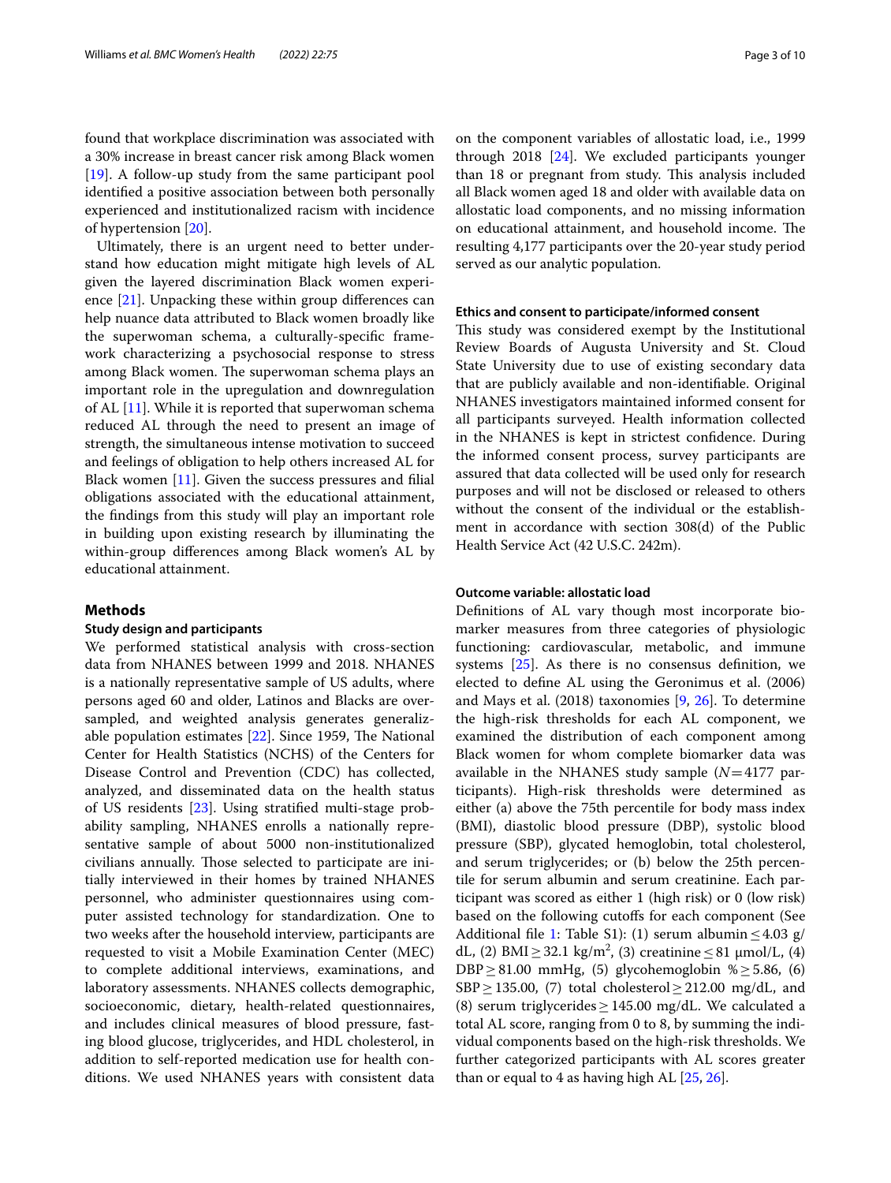found that workplace discrimination was associated with a 30% increase in breast cancer risk among Black women [19]. A follow-up study from the same participant pool identified a positive association between both personally experienced and institutionalized racism with incidence of hypertension [20].

Ultimately, there is an urgent need to better understand how education might mitigate high levels of AL given the layered discrimination Black women experience [21]. Unpacking these within group differences can help nuance data attributed to Black women broadly like the superwoman schema, a culturally-specific framework characterizing a psychosocial response to stress among Black women. The superwoman schema plays an important role in the upregulation and downregulation of AL [11]. While it is reported that superwoman schema reduced AL through the need to present an image of strength, the simultaneous intense motivation to succeed and feelings of obligation to help others increased AL for Black women [11]. Given the success pressures and filial obligations associated with the educational attainment, the findings from this study will play an important role in building upon existing research by illuminating the within-group differences among Black women's AL by educational attainment.

## Methods

### Study design and participants

We performed statistical analysis with cross-section data from NHANES between 1999 and 2018. NHANES is a nationally representative sample of US adults, where persons aged 60 and older, Latinos and Blacks are oversampled, and weighted analysis generates generalizable population estimates [22]. Since 1959, The National Center for Health Statistics (NCHS) of the Centers for Disease Control and Prevention (CDC) has collected, analyzed, and disseminated data on the health status of US residents [23]. Using stratified multi-stage probability sampling, NHANES enrolls a nationally representative sample of about 5000 non-institutionalized civilians annually. Those selected to participate are initially interviewed in their homes by trained NHANES personnel, who administer questionnaires using computer assisted technology for standardization. One to two weeks after the household interview, participants are requested to visit a Mobile Examination Center (MEC) to complete additional interviews, examinations, and laboratory assessments. NHANES collects demographic, socioeconomic, dietary, health-related questionnaires, and includes clinical measures of blood pressure, fasting blood glucose, triglycerides, and HDL cholesterol, in addition to self-reported medication use for health conditions. We used NHANES years with consistent data on the component variables of allostatic load, i.e., 1999 through 2018 [24]. We excluded participants younger than 18 or pregnant from study. This analysis included all Black women aged 18 and older with available data on allostatic load components, and no missing information on educational attainment, and household income. The resulting 4,177 participants over the 20-year study period served as our analytic population.

### Ethics and consent to participate/informed consent

This study was considered exempt by the Institutional Review Boards of Augusta University and St. Cloud State University due to use of existing secondary data that are publicly available and non-identifiable. Original NHANES investigators maintained informed consent for all participants surveyed. Health information collected in the NHANES is kept in strictest confidence. During the informed consent process, survey participants are assured that data collected will be used only for research purposes and will not be disclosed or released to others without the consent of the individual or the establishment in accordance with section 308(d) of the Public Health Service Act (42 U.S.C. 242m).

### Outcome variable: allostatic load

Definitions of AL vary though most incorporate biomarker measures from three categories of physiologic functioning: cardiovascular, metabolic, and immune systems [25]. As there is no consensus definition, we elected to define AL using the Geronimus et al. (2006) and Mays et al. (2018) taxonomies [9, 26]. To determine the high-risk thresholds for each AL component, we examined the distribution of each component among Black women for whom complete biomarker data was available in the NHANES study sample ($N=4177$ participants). High-risk thresholds were determined as either (a) above the 75th percentile for body mass index (BMI), diastolic blood pressure (DBP), systolic blood pressure (SBP), glycated hemoglobin, total cholesterol, and serum triglycerides; or (b) below the 25th percentile for serum albumin and serum creatinine. Each participant was scored as either 1 (high risk) or 0 (low risk) based on the following cutoffs for each component (See Additional file 1: Table S1): (1) serum albumin $\leq 4.03$ g/dL, (2) BMI $\geq 32.1$ kg/m$^2$, (3) creatinine $\leq 81$ μmol/L, (4) DBP $\geq 81.00$ mmHg, (5) glycohemoglobin % $\geq 5.86$, (6) SBP $\geq 135.00$, (7) total cholesterol $\geq 212.00$ mg/dL, and (8) serum triglycerides $\geq 145.00$ mg/dL. We calculated a total AL score, ranging from 0 to 8, by summing the individual components based on the high-risk thresholds. We further categorized participants with AL scores greater than or equal to 4 as having high AL [25, 26].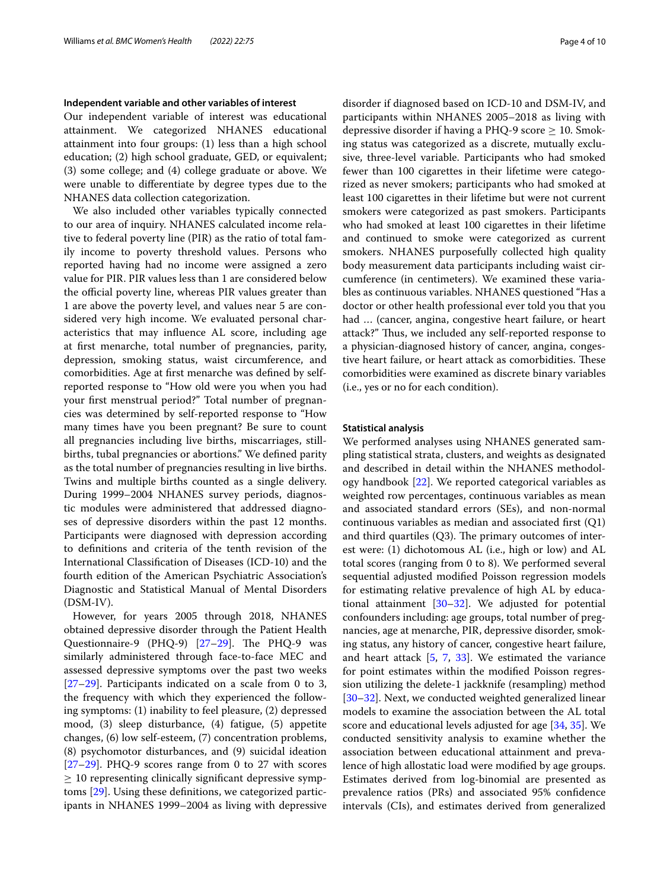### Independent variable and other variables of interest

Our independent variable of interest was educational attainment. We categorized NHANES educational attainment into four groups: (1) less than a high school education; (2) high school graduate, GED, or equivalent; (3) some college; and (4) college graduate or above. We were unable to differentiate by degree types due to the NHANES data collection categorization.

We also included other variables typically connected to our area of inquiry. NHANES calculated income relative to federal poverty line (PIR) as the ratio of total family income to poverty threshold values. Persons who reported having had no income were assigned a zero value for PIR. PIR values less than 1 are considered below the official poverty line, whereas PIR values greater than 1 are above the poverty level, and values near 5 are considered very high income. We evaluated personal characteristics that may influence AL score, including age at first menarche, total number of pregnancies, parity, depression, smoking status, waist circumference, and comorbidities. Age at first menarche was defined by self-reported response to "How old were you when you had your first menstrual period?" Total number of pregnancies was determined by self-reported response to "How many times have you been pregnant? Be sure to count all pregnancies including live births, miscarriages, stillbirths, tubal pregnancies or abortions." We defined parity as the total number of pregnancies resulting in live births. Twins and multiple births counted as a single delivery. During 1999–2004 NHANES survey periods, diagnostic modules were administered that addressed diagnoses of depressive disorders within the past 12 months. Participants were diagnosed with depression according to definitions and criteria of the tenth revision of the International Classification of Diseases (ICD-10) and the fourth edition of the American Psychiatric Association's Diagnostic and Statistical Manual of Mental Disorders (DSM-IV).

However, for years 2005 through 2018, NHANES obtained depressive disorder through the Patient Health Questionnaire-9 (PHQ-9) [27–29]. The PHQ-9 was similarly administered through face-to-face MEC and assessed depressive symptoms over the past two weeks [27–29]. Participants indicated on a scale from 0 to 3, the frequency with which they experienced the following symptoms: (1) inability to feel pleasure, (2) depressed mood, (3) sleep disturbance, (4) fatigue, (5) appetite changes, (6) low self-esteem, (7) concentration problems, (8) psychomotor disturbances, and (9) suicidal ideation [27–29]. PHQ-9 scores range from 0 to 27 with scores $\geq$ 10 representing clinically significant depressive symptoms [29]. Using these definitions, we categorized participants in NHANES 1999–2004 as living with depressive disorder if diagnosed based on ICD-10 and DSM-IV, and participants within NHANES 2005–2018 as living with depressive disorder if having a PHQ-9 score $\geq$ 10. Smoking status was categorized as a discrete, mutually exclusive, three-level variable. Participants who had smoked fewer than 100 cigarettes in their lifetime were categorized as never smokers; participants who had smoked at least 100 cigarettes in their lifetime but were not current smokers were categorized as past smokers. Participants who had smoked at least 100 cigarettes in their lifetime and continued to smoke were categorized as current smokers. NHANES purposefully collected high quality body measurement data participants including waist circumference (in centimeters). We examined these variables as continuous variables. NHANES questioned "Has a doctor or other health professional ever told you that you had … (cancer, angina, congestive heart failure, or heart attack?" Thus, we included any self-reported response to a physician-diagnosed history of cancer, angina, congestive heart failure, or heart attack as comorbidities. These comorbidities were examined as discrete binary variables (i.e., yes or no for each condition).

### Statistical analysis

We performed analyses using NHANES generated sampling statistical strata, clusters, and weights as designated and described in detail within the NHANES methodology handbook [22]. We reported categorical variables as weighted row percentages, continuous variables as mean and associated standard errors (SEs), and non-normal continuous variables as median and associated first (Q1) and third quartiles (Q3). The primary outcomes of interest were: (1) dichotomous AL (i.e., high or low) and AL total scores (ranging from 0 to 8). We performed several sequential adjusted modified Poisson regression models for estimating relative prevalence of high AL by educational attainment [30–32]. We adjusted for potential confounders including: age groups, total number of pregnancies, age at menarche, PIR, depressive disorder, smoking status, any history of cancer, congestive heart failure, and heart attack [5, 7, 33]. We estimated the variance for point estimates within the modified Poisson regression utilizing the delete-1 jackknife (resampling) method [30–32]. Next, we conducted weighted generalized linear models to examine the association between the AL total score and educational levels adjusted for age [34, 35]. We conducted sensitivity analysis to examine whether the association between educational attainment and prevalence of high allostatic load were modified by age groups. Estimates derived from log-binomial are presented as prevalence ratios (PRs) and associated 95% confidence intervals (CIs), and estimates derived from generalized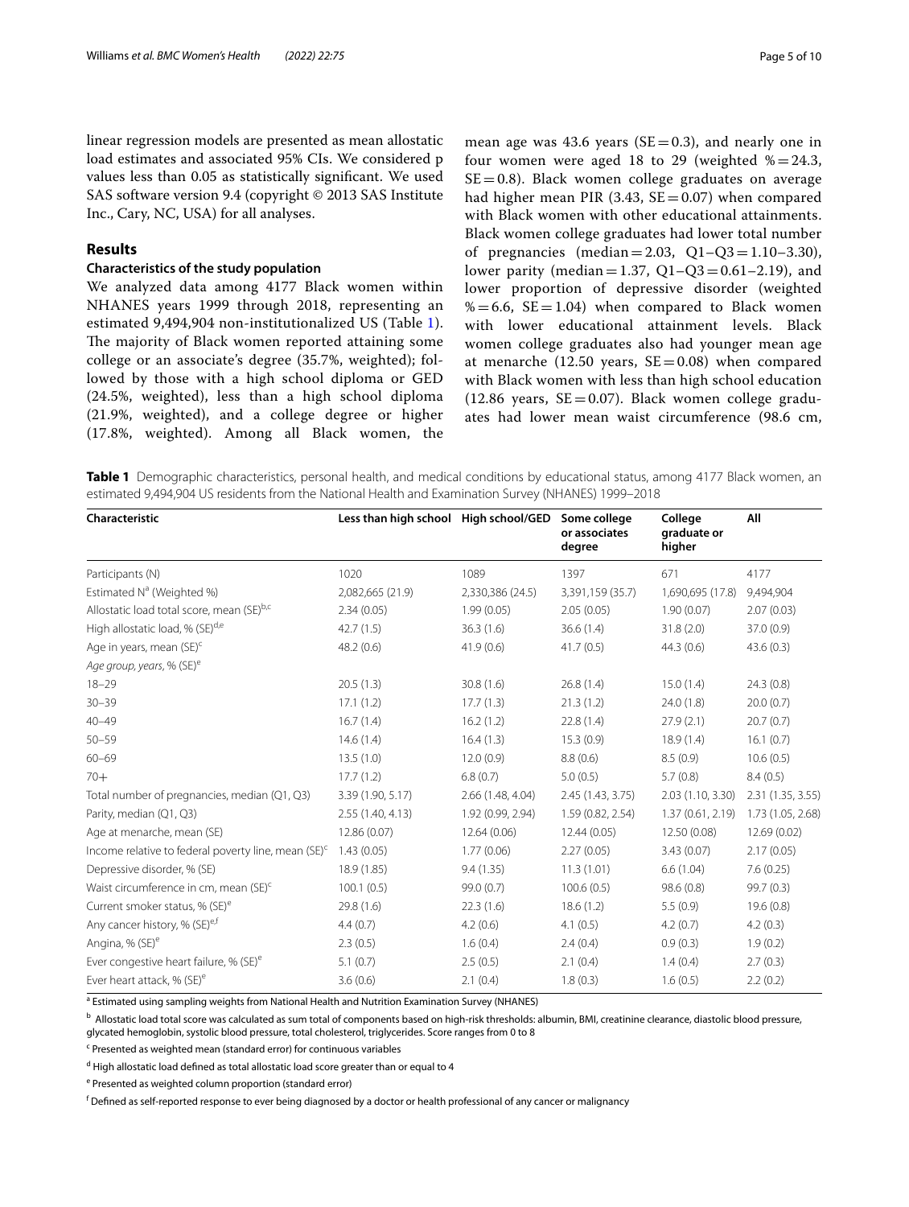linear regression models are presented as mean allostatic load estimates and associated 95% CIs. We considered p values less than 0.05 as statistically significant. We used SAS software version 9.4 (copyright © 2013 SAS Institute Inc., Cary, NC, USA) for all analyses.

## Results

### Characteristics of the study population

We analyzed data among 4177 Black women within NHANES years 1999 through 2018, representing an estimated 9,494,904 non-institutionalized US (Table 1). The majority of Black women reported attaining some college or an associate's degree (35.7%, weighted); followed by those with a high school diploma or GED (24.5%, weighted), less than a high school diploma (21.9%, weighted), and a college degree or higher (17.8%, weighted). Among all Black women, the mean age was 43.6 years (SE = 0.3), and nearly one in four women were aged 18 to 29 (weighted % = 24.3, SE = 0.8). Black women college graduates on average had higher mean PIR (3.43, SE = 0.07) when compared with Black women with other educational attainments. Black women college graduates had lower total number of pregnancies (median = 2.03, Q1–Q3 = 1.10–3.30), lower parity (median = 1.37, Q1–Q3 = 0.61–2.19), and lower proportion of depressive disorder (weighted % = 6.6, SE = 1.04) when compared to Black women with lower educational attainment levels. Black women college graduates also had younger mean age at menarche (12.50 years, SE = 0.08) when compared with Black women with less than high school education (12.86 years, SE = 0.07). Black women college graduates had lower mean waist circumference (98.6 cm,

**Table 1** Demographic characteristics, personal health, and medical conditions by educational status, among 4177 Black women, an estimated 9,494,904 US residents from the National Health and Examination Survey (NHANES) 1999–2018

| Characteristic | Less than high school | High school/GED | Some college or associates degree | College graduate or higher | All |
|---|---|---|---|---|---|
| Participants (N) | 1020 | 1089 | 1397 | 671 | 4177 |
| Estimated N[a] (Weighted %) | 2,082,665 (21.9) | 2,330,386 (24.5) | 3,391,159 (35.7) | 1,690,695 (17.8) | 9,494,904 |
| Allostatic load total score, mean (SE)[b,c] | 2.34 (0.05) | 1.99 (0.05) | 2.05 (0.05) | 1.90 (0.07) | 2.07 (0.03) |
| High allostatic load, % (SE)[d,e] | 42.7 (1.5) | 36.3 (1.6) | 36.6 (1.4) | 31.8 (2.0) | 37.0 (0.9) |
| Age in years, mean (SE)[c] | 48.2 (0.6) | 41.9 (0.6) | 41.7 (0.5) | 44.3 (0.6) | 43.6 (0.3) |
| *Age group, years*, % (SE)[e] | | | | | |
| 18–29 | 20.5 (1.3) | 30.8 (1.6) | 26.8 (1.4) | 15.0 (1.4) | 24.3 (0.8) |
| 30–39 | 17.1 (1.2) | 17.7 (1.3) | 21.3 (1.2) | 24.0 (1.8) | 20.0 (0.7) |
| 40–49 | 16.7 (1.4) | 16.2 (1.2) | 22.8 (1.4) | 27.9 (2.1) | 20.7 (0.7) |
| 50–59 | 14.6 (1.4) | 16.4 (1.3) | 15.3 (0.9) | 18.9 (1.4) | 16.1 (0.7) |
| 60–69 | 13.5 (1.0) | 12.0 (0.9) | 8.8 (0.6) | 8.5 (0.9) | 10.6 (0.5) |
| 70+ | 17.7 (1.2) | 6.8 (0.7) | 5.0 (0.5) | 5.7 (0.8) | 8.4 (0.5) |
| Total number of pregnancies, median (Q1, Q3) | 3.39 (1.90, 5.17) | 2.66 (1.48, 4.04) | 2.45 (1.43, 3.75) | 2.03 (1.10, 3.30) | 2.31 (1.35, 3.55) |
| Parity, median (Q1, Q3) | 2.55 (1.40, 4.13) | 1.92 (0.99, 2.94) | 1.59 (0.82, 2.54) | 1.37 (0.61, 2.19) | 1.73 (1.05, 2.68) |
| Age at menarche, mean (SE) | 12.86 (0.07) | 12.64 (0.06) | 12.44 (0.05) | 12.50 (0.08) | 12.69 (0.02) |
| Income relative to federal poverty line, mean (SE)[c] | 1.43 (0.05) | 1.77 (0.06) | 2.27 (0.05) | 3.43 (0.07) | 2.17 (0.05) |
| Depressive disorder, % (SE) | 18.9 (1.85) | 9.4 (1.35) | 11.3 (1.01) | 6.6 (1.04) | 7.6 (0.25) |
| Waist circumference in cm, mean (SE)[c] | 100.1 (0.5) | 99.0 (0.7) | 100.6 (0.5) | 98.6 (0.8) | 99.7 (0.3) |
| Current smoker status, % (SE)[e] | 29.8 (1.6) | 22.3 (1.6) | 18.6 (1.2) | 5.5 (0.9) | 19.6 (0.8) |
| Any cancer history, % (SE)[e,f] | 4.4 (0.7) | 4.2 (0.6) | 4.1 (0.5) | 4.2 (0.7) | 4.2 (0.3) |
| Angina, % (SE)[e] | 2.3 (0.5) | 1.6 (0.4) | 2.4 (0.4) | 0.9 (0.3) | 1.9 (0.2) |
| Ever congestive heart failure, % (SE)[e] | 5.1 (0.7) | 2.5 (0.5) | 2.1 (0.4) | 1.4 (0.4) | 2.7 (0.3) |
| Ever heart attack, % (SE)[e] | 3.6 (0.6) | 2.1 (0.4) | 1.8 (0.3) | 1.6 (0.5) | 2.2 (0.2) |

[a] Estimated using sampling weights from National Health and Nutrition Examination Survey (NHANES)

[b] Allostatic load total score was calculated as sum total of components based on high-risk thresholds: albumin, BMI, creatinine clearance, diastolic blood pressure, glycated hemoglobin, systolic blood pressure, total cholesterol, triglycerides. Score ranges from 0 to 8

[c] Presented as weighted mean (standard error) for continuous variables

[d] High allostatic load defined as total allostatic load score greater than or equal to 4

[e] Presented as weighted column proportion (standard error)

[f] Defined as self-reported response to ever being diagnosed by a doctor or health professional of any cancer or malignancy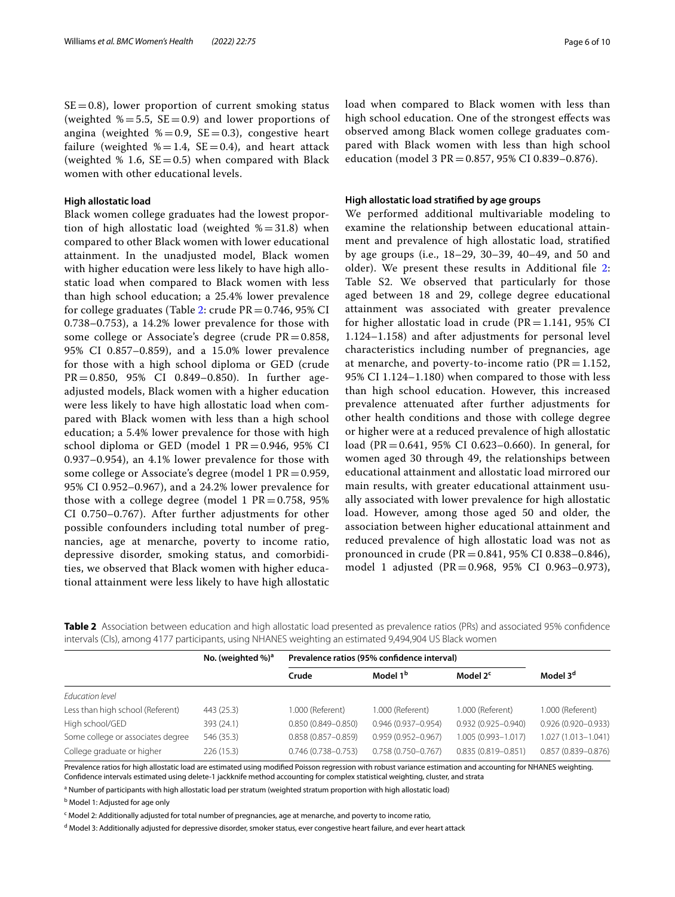SE = 0.8), lower proportion of current smoking status (weighted % = 5.5, SE = 0.9) and lower proportions of angina (weighted % = 0.9, SE = 0.3), congestive heart failure (weighted % = 1.4, SE = 0.4), and heart attack (weighted % 1.6, SE = 0.5) when compared with Black women with other educational levels.

### High allostatic load

Black women college graduates had the lowest proportion of high allostatic load (weighted % = 31.8) when compared to other Black women with lower educational attainment. In the unadjusted model, Black women with higher education were less likely to have high allostatic load when compared to Black women with less than high school education; a 25.4% lower prevalence for college graduates (Table 2: crude PR = 0.746, 95% CI 0.738–0.753), a 14.2% lower prevalence for those with some college or Associate's degree (crude PR = 0.858, 95% CI 0.857–0.859), and a 15.0% lower prevalence for those with a high school diploma or GED (crude PR = 0.850, 95% CI 0.849–0.850). In further age-adjusted models, Black women with a higher education were less likely to have high allostatic load when compared with Black women with less than a high school education; a 5.4% lower prevalence for those with high school diploma or GED (model 1 PR = 0.946, 95% CI 0.937–0.954), an 4.1% lower prevalence for those with some college or Associate's degree (model 1 PR = 0.959, 95% CI 0.952–0.967), and a 24.2% lower prevalence for those with a college degree (model 1 PR = 0.758, 95% CI 0.750–0.767). After further adjustments for other possible confounders including total number of pregnancies, age at menarche, poverty to income ratio, depressive disorder, smoking status, and comorbidities, we observed that Black women with higher educational attainment were less likely to have high allostatic load when compared to Black women with less than high school education. One of the strongest effects was observed among Black women college graduates compared with Black women with less than high school education (model 3 PR = 0.857, 95% CI 0.839–0.876).

### High allostatic load stratified by age groups

We performed additional multivariable modeling to examine the relationship between educational attainment and prevalence of high allostatic load, stratified by age groups (i.e., 18–29, 30–39, 40–49, and 50 and older). We present these results in Additional file 2: Table S2. We observed that particularly for those aged between 18 and 29, college degree educational attainment was associated with greater prevalence for higher allostatic load in crude (PR = 1.141, 95% CI 1.124–1.158) and after adjustments for personal level characteristics including number of pregnancies, age at menarche, and poverty-to-income ratio (PR = 1.152, 95% CI 1.124–1.180) when compared to those with less than high school education. However, this increased prevalence attenuated after further adjustments for other health conditions and those with college degree or higher were at a reduced prevalence of high allostatic load (PR = 0.641, 95% CI 0.623–0.660). In general, for women aged 30 through 49, the relationships between educational attainment and allostatic load mirrored our main results, with greater educational attainment usually associated with lower prevalence for high allostatic load. However, among those aged 50 and older, the association between higher educational attainment and reduced prevalence of high allostatic load was not as pronounced in crude (PR = 0.841, 95% CI 0.838–0.846), model 1 adjusted (PR = 0.968, 95% CI 0.963–0.973),

**Table 2** Association between education and high allostatic load presented as prevalence ratios (PRs) and associated 95% confidence intervals (CIs), among 4177 participants, using NHANES weighting an estimated 9,494,904 US Black women

| | No. (weighted %)[a] | Prevalence ratios (95% confidence interval) | | | |
|---|---|---|---|---|---|
| | | Crude | Model 1[b] | Model 2[c] | Model 3[d] |
| *Education level* | | | | | |
| Less than high school (Referent) | 443 (25.3) | 1.000 (Referent) | 1.000 (Referent) | 1.000 (Referent) | 1.000 (Referent) |
| High school/GED | 393 (24.1) | 0.850 (0.849–0.850) | 0.946 (0.937–0.954) | 0.932 (0.925–0.940) | 0.926 (0.920–0.933) |
| Some college or associates degree | 546 (35.3) | 0.858 (0.857–0.859) | 0.959 (0.952–0.967) | 1.005 (0.993–1.017) | 1.027 (1.013–1.041) |
| College graduate or higher | 226 (15.3) | 0.746 (0.738–0.753) | 0.758 (0.750–0.767) | 0.835 (0.819–0.851) | 0.857 (0.839–0.876) |

Prevalence ratios for high allostatic load are estimated using modified Poisson regression with robust variance estimation and accounting for NHANES weighting. Confidence intervals estimated using delete-1 jackknife method accounting for complex statistical weighting, cluster, and strata

[a] Number of participants with high allostatic load per stratum (weighted stratum proportion with high allostatic load)

[b] Model 1: Adjusted for age only

[c] Model 2: Additionally adjusted for total number of pregnancies, age at menarche, and poverty to income ratio,

[d] Model 3: Additionally adjusted for depressive disorder, smoker status, ever congestive heart failure, and ever heart attack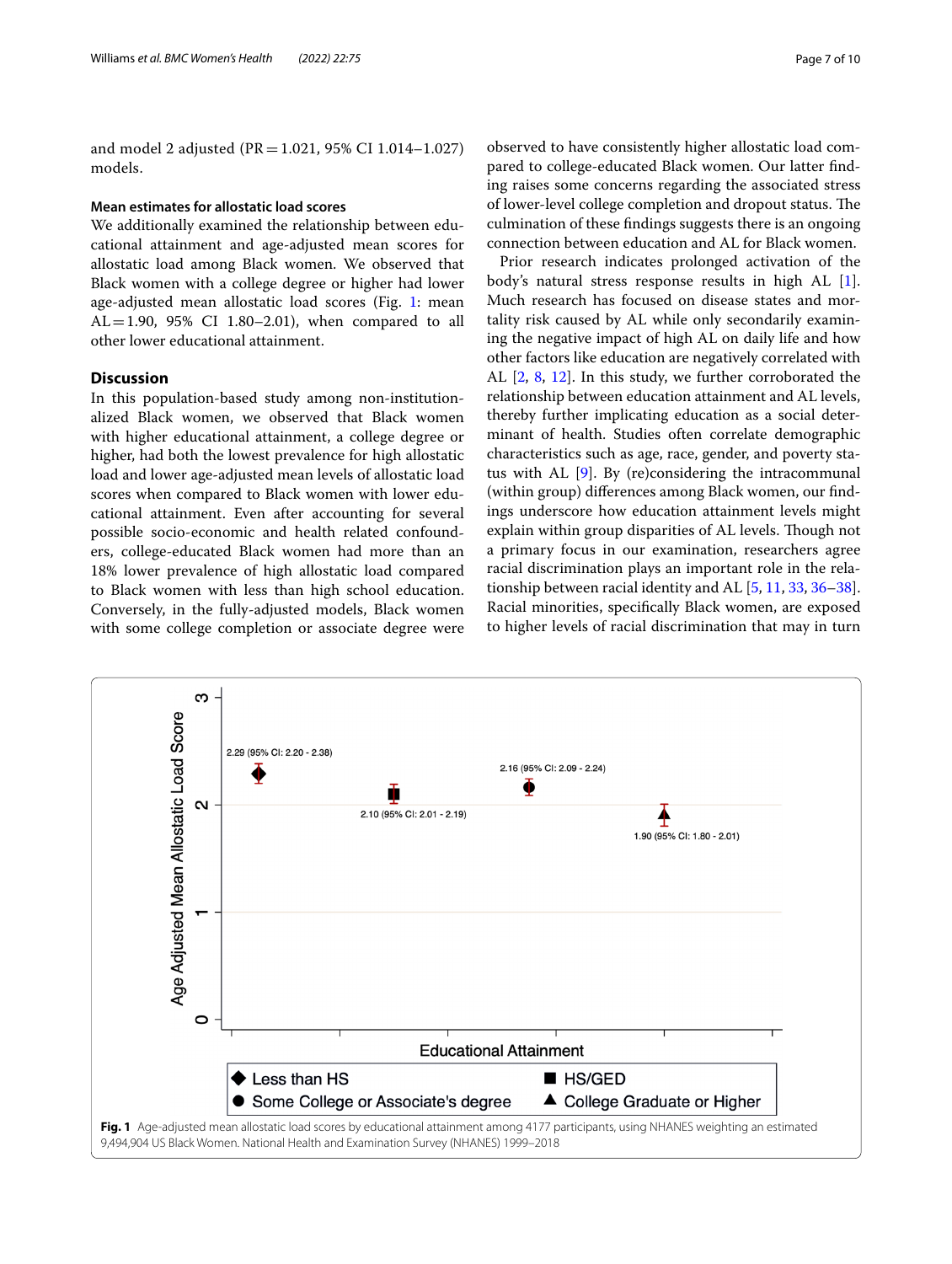and model 2 adjusted (PR = 1.021, 95% CI 1.014–1.027) models.

### Mean estimates for allostatic load scores

We additionally examined the relationship between educational attainment and age-adjusted mean scores for allostatic load among Black women. We observed that Black women with a college degree or higher had lower age-adjusted mean allostatic load scores (Fig. 1: mean AL = 1.90, 95% CI 1.80–2.01), when compared to all other lower educational attainment.

## Discussion

In this population-based study among non-institutionalized Black women, we observed that Black women with higher educational attainment, a college degree or higher, had both the lowest prevalence for high allostatic load and lower age-adjusted mean levels of allostatic load scores when compared to Black women with lower educational attainment. Even after accounting for several possible socio-economic and health related confounders, college-educated Black women had more than an 18% lower prevalence of high allostatic load compared to Black women with less than high school education. Conversely, in the fully-adjusted models, Black women with some college completion or associate degree were observed to have consistently higher allostatic load compared to college-educated Black women. Our latter finding raises some concerns regarding the associated stress of lower-level college completion and dropout status. The culmination of these findings suggests there is an ongoing connection between education and AL for Black women.

Prior research indicates prolonged activation of the body's natural stress response results in high AL [1]. Much research has focused on disease states and mortality risk caused by AL while only secondarily examining the negative impact of high AL on daily life and how other factors like education are negatively correlated with AL [2, 8, 12]. In this study, we further corroborated the relationship between education attainment and AL levels, thereby further implicating education as a social determinant of health. Studies often correlate demographic characteristics such as age, race, gender, and poverty status with AL [9]. By (re)considering the intracommunal (within group) differences among Black women, our findings underscore how education attainment levels might explain within group disparities of AL levels. Though not a primary focus in our examination, researchers agree racial discrimination plays an important role in the relationship between racial identity and AL [5, 11, 33, 36–38]. Racial minorities, specifically Black women, are exposed to higher levels of racial discrimination that may in turn

**Fig. 1** Age-adjusted mean allostatic load scores by educational attainment among 4177 participants, using NHANES weighting an estimated 9,494,904 US Black Women. National Health and Examination Survey (NHANES) 1999–2018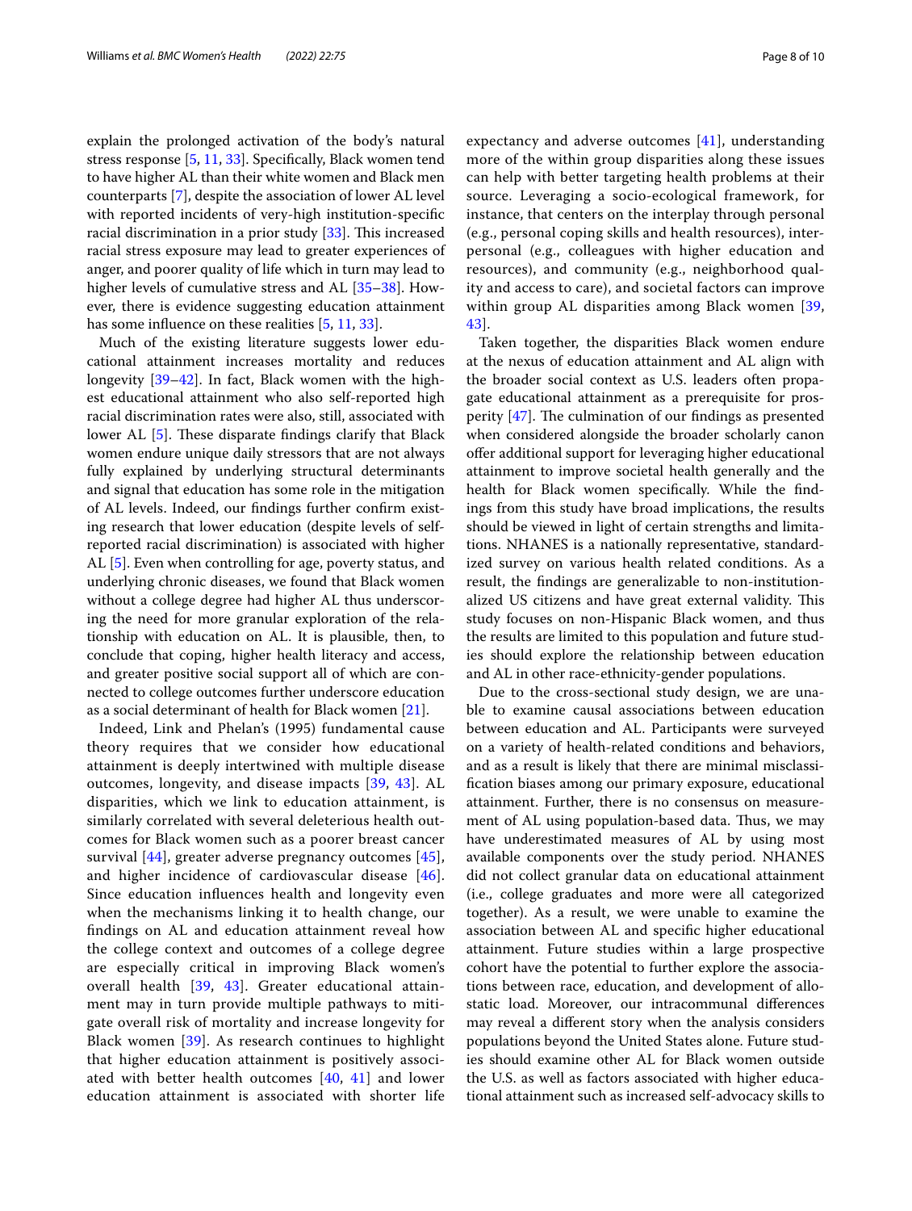explain the prolonged activation of the body's natural stress response [5, 11, 33]. Specifically, Black women tend to have higher AL than their white women and Black men counterparts [7], despite the association of lower AL level with reported incidents of very-high institution-specific racial discrimination in a prior study [33]. This increased racial stress exposure may lead to greater experiences of anger, and poorer quality of life which in turn may lead to higher levels of cumulative stress and AL [35–38]. However, there is evidence suggesting education attainment has some influence on these realities [5, 11, 33].

Much of the existing literature suggests lower educational attainment increases mortality and reduces longevity [39–42]. In fact, Black women with the highest educational attainment who also self-reported high racial discrimination rates were also, still, associated with lower AL [5]. These disparate findings clarify that Black women endure unique daily stressors that are not always fully explained by underlying structural determinants and signal that education has some role in the mitigation of AL levels. Indeed, our findings further confirm existing research that lower education (despite levels of self-reported racial discrimination) is associated with higher AL [5]. Even when controlling for age, poverty status, and underlying chronic diseases, we found that Black women without a college degree had higher AL thus underscoring the need for more granular exploration of the relationship with education on AL. It is plausible, then, to conclude that coping, higher health literacy and access, and greater positive social support all of which are connected to college outcomes further underscore education as a social determinant of health for Black women [21].

Indeed, Link and Phelan's (1995) fundamental cause theory requires that we consider how educational attainment is deeply intertwined with multiple disease outcomes, longevity, and disease impacts [39, 43]. AL disparities, which we link to education attainment, is similarly correlated with several deleterious health outcomes for Black women such as a poorer breast cancer survival [44], greater adverse pregnancy outcomes [45], and higher incidence of cardiovascular disease [46]. Since education influences health and longevity even when the mechanisms linking it to health change, our findings on AL and education attainment reveal how the college context and outcomes of a college degree are especially critical in improving Black women's overall health [39, 43]. Greater educational attainment may in turn provide multiple pathways to mitigate overall risk of mortality and increase longevity for Black women [39]. As research continues to highlight that higher education attainment is positively associated with better health outcomes [40, 41] and lower education attainment is associated with shorter life expectancy and adverse outcomes [41], understanding more of the within group disparities along these issues can help with better targeting health problems at their source. Leveraging a socio-ecological framework, for instance, that centers on the interplay through personal (e.g., personal coping skills and health resources), interpersonal (e.g., colleagues with higher education and resources), and community (e.g., neighborhood quality and access to care), and societal factors can improve within group AL disparities among Black women [39, 43].

Taken together, the disparities Black women endure at the nexus of education attainment and AL align with the broader social context as U.S. leaders often propagate educational attainment as a prerequisite for prosperity [47]. The culmination of our findings as presented when considered alongside the broader scholarly canon offer additional support for leveraging higher educational attainment to improve societal health generally and the health for Black women specifically. While the findings from this study have broad implications, the results should be viewed in light of certain strengths and limitations. NHANES is a nationally representative, standardized survey on various health related conditions. As a result, the findings are generalizable to non-institutionalized US citizens and have great external validity. This study focuses on non-Hispanic Black women, and thus the results are limited to this population and future studies should explore the relationship between education and AL in other race-ethnicity-gender populations.

Due to the cross-sectional study design, we are unable to examine causal associations between education between education and AL. Participants were surveyed on a variety of health-related conditions and behaviors, and as a result is likely that there are minimal misclassification biases among our primary exposure, educational attainment. Further, there is no consensus on measurement of AL using population-based data. Thus, we may have underestimated measures of AL by using most available components over the study period. NHANES did not collect granular data on educational attainment (i.e., college graduates and more were all categorized together). As a result, we were unable to examine the association between AL and specific higher educational attainment. Future studies within a large prospective cohort have the potential to further explore the associations between race, education, and development of allostatic load. Moreover, our intracommunal differences may reveal a different story when the analysis considers populations beyond the United States alone. Future studies should examine other AL for Black women outside the U.S. as well as factors associated with higher educational attainment such as increased self-advocacy skills to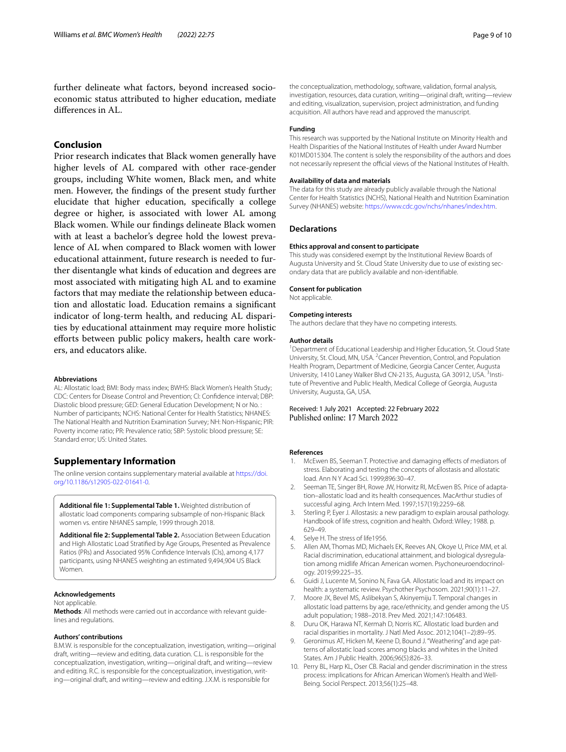further delineate what factors, beyond increased socioeconomic status attributed to higher education, mediate differences in AL.

## Conclusion

Prior research indicates that Black women generally have higher levels of AL compared with other race-gender groups, including White women, Black men, and white men. However, the findings of the present study further elucidate that higher education, specifically a college degree or higher, is associated with lower AL among Black women. While our findings delineate Black women with at least a bachelor's degree hold the lowest prevalence of AL when compared to Black women with lower educational attainment, future research is needed to further disentangle what kinds of education and degrees are most associated with mitigating high AL and to examine factors that may mediate the relationship between education and allostatic load. Education remains a significant indicator of long-term health, and reducing AL disparities by educational attainment may require more holistic efforts between public policy makers, health care workers, and educators alike.

#### Abbreviations

AL: Allostatic load; BMI: Body mass index; BWHS: Black Women's Health Study; CDC: Centers for Disease Control and Prevention; CI: Confidence interval; DBP: Diastolic blood pressure; GED: General Education Development; N or No. : Number of participants; NCHS: National Center for Health Statistics; NHANES: The National Health and Nutrition Examination Survey; NH: Non-Hispanic; PIR: Poverty income ratio; PR: Prevalence ratio; SBP: Systolic blood pressure; SE: Standard error; US: United States.

## Supplementary Information

The online version contains supplementary material available at https://doi.org/10.1186/s12905-022-01641-0.

**Additional file 1: Supplemental Table 1.** Weighted distribution of allostatic load components comparing subsample of non-Hispanic Black women vs. entire NHANES sample, 1999 through 2018.

**Additional file 2: Supplemental Table 2.** Association Between Education and High Allostatic Load Stratified by Age Groups, Presented as Prevalence Ratios (PRs) and Associated 95% Confidence Intervals (CIs), among 4,177 participants, using NHANES weighting an estimated 9,494,904 US Black Women.

#### Acknowledgements

Not applicable.

**Methods**: All methods were carried out in accordance with relevant guidelines and regulations.

#### Authors' contributions

B.M.W. is responsible for the conceptualization, investigation, writing—original draft, writing—review and editing, data curation. C.L. is responsible for the conceptualization, investigation, writing—original draft, and writing—review and editing. R.C. is responsible for the conceptualization, investigation, writing—original draft, and writing—review and editing. J.X.M. is responsible for the conceptualization, methodology, software, validation, formal analysis, investigation, resources, data curation, writing—original draft, writing—review and editing, visualization, supervision, project administration, and funding acquisition. All authors have read and approved the manuscript.

#### Funding

This research was supported by the National Institute on Minority Health and Health Disparities of the National Institutes of Health under Award Number K01MD015304. The content is solely the responsibility of the authors and does not necessarily represent the official views of the National Institutes of Health.

#### Availability of data and materials

The data for this study are already publicly available through the National Center for Health Statistics (NCHS), National Health and Nutrition Examination Survey (NHANES) website: https://www.cdc.gov/nchs/nhanes/index.htm.

## Declarations

#### Ethics approval and consent to participate

This study was considered exempt by the Institutional Review Boards of Augusta University and St. Cloud State University due to use of existing secondary data that are publicly available and non-identifiable.

#### Consent for publication

Not applicable.

#### Competing interests

The authors declare that they have no competing interests.

#### Author details

[1]Department of Educational Leadership and Higher Education, St. Cloud State University, St. Cloud, MN, USA. [2]Cancer Prevention, Control, and Population Health Program, Department of Medicine, Georgia Cancer Center, Augusta University, 1410 Laney Walker Blvd CN-2135, Augusta, GA 30912, USA. [3]Institute of Preventive and Public Health, Medical College of Georgia, Augusta University, Augusta, GA, USA.

Received: 1 July 2021 Accepted: 22 February 2022
Published online: 17 March 2022

#### References

1. McEwen BS, Seeman T. Protective and damaging effects of mediators of stress. Elaborating and testing the concepts of allostasis and allostatic load. Ann N Y Acad Sci. 1999;896:30–47.
2. Seeman TE, Singer BH, Rowe JW, Horwitz RI, McEwen BS. Price of adaptation–allostatic load and its health consequences. MacArthur studies of successful aging. Arch Intern Med. 1997;157(19):2259–68.
3. Sterling P, Eyer J. Allostasis: a new paradigm to explain arousal pathology. Handbook of life stress, cognition and health. Oxford: Wiley; 1988. p. 629–49.
4. Selye H. The stress of life1956.
5. Allen AM, Thomas MD, Michaels EK, Reeves AN, Okoye U, Price MM, et al. Racial discrimination, educational attainment, and biological dysregulation among midlife African American women. Psychoneuroendocrinology. 2019;99:225–35.
6. Guidi J, Lucente M, Sonino N, Fava GA. Allostatic load and its impact on health: a systematic review. Psychother Psychosom. 2021;90(1):11–27.
7. Moore JX, Bevel MS, Aslibekyan S, Akinyemiju T. Temporal changes in allostatic load patterns by age, race/ethnicity, and gender among the US adult population; 1988–2018. Prev Med. 2021;147:106483.
8. Duru OK, Harawa NT, Kermah D, Norris KC. Allostatic load burden and racial disparities in mortality. J Natl Med Assoc. 2012;104(1–2):89–95.
9. Geronimus AT, Hicken M, Keene D, Bound J. "Weathering" and age patterns of allostatic load scores among blacks and whites in the United States. Am J Public Health. 2006;96(5):826–33.
10. Perry BL, Harp KL, Oser CB. Racial and gender discrimination in the stress process: implications for African American Women's Health and Well-Being. Sociol Perspect. 2013;56(1):25–48.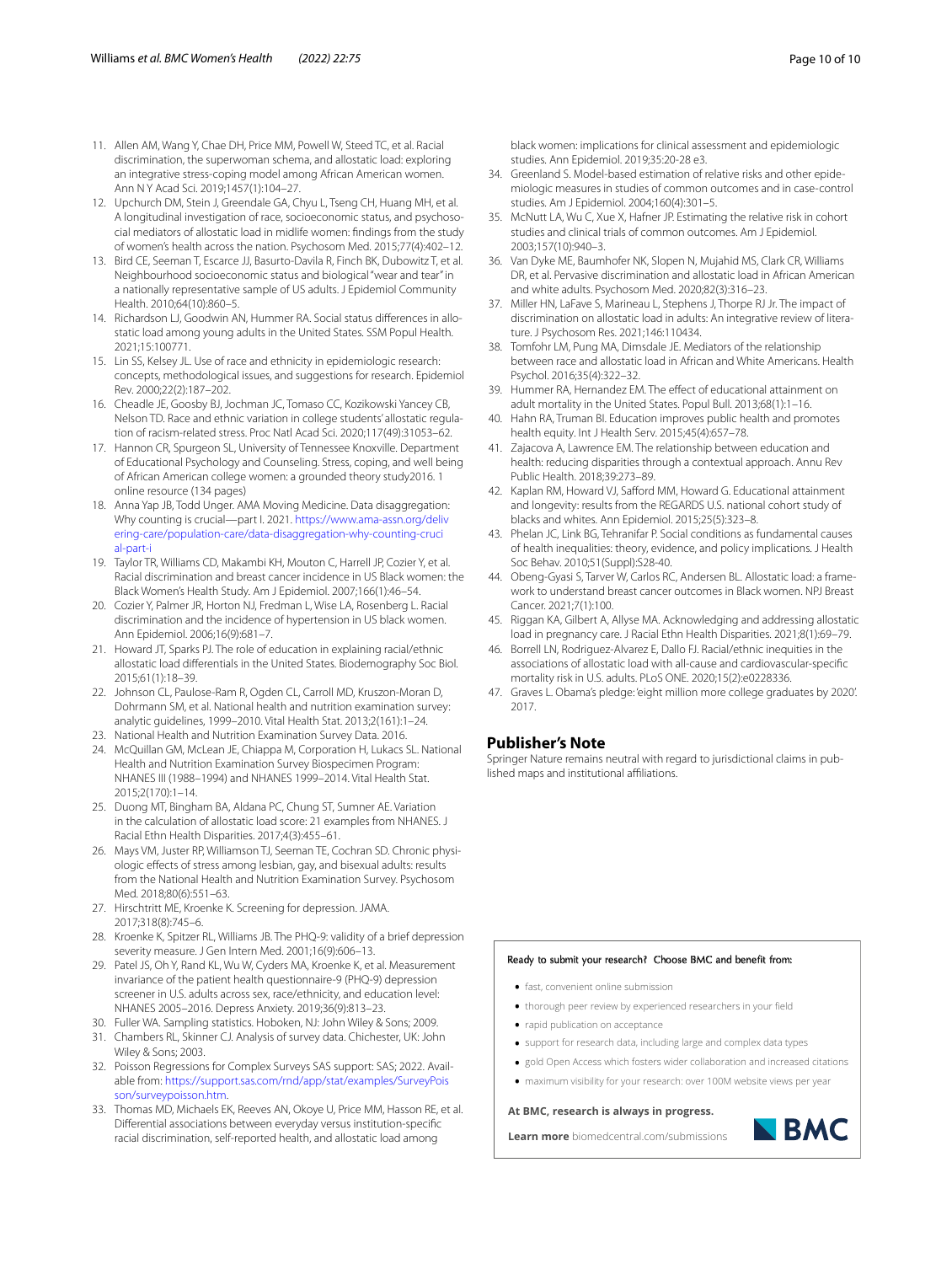11. Allen AM, Wang Y, Chae DH, Price MM, Powell W, Steed TC, et al. Racial discrimination, the superwoman schema, and allostatic load: exploring an integrative stress-coping model among African American women. Ann N Y Acad Sci. 2019;1457(1):104–27.
12. Upchurch DM, Stein J, Greendale GA, Chyu L, Tseng CH, Huang MH, et al. A longitudinal investigation of race, socioeconomic status, and psychosocial mediators of allostatic load in midlife women: findings from the study of women's health across the nation. Psychosom Med. 2015;77(4):402–12.
13. Bird CE, Seeman T, Escarce JJ, Basurto-Davila R, Finch BK, Dubowitz T, et al. Neighbourhood socioeconomic status and biological "wear and tear" in a nationally representative sample of US adults. J Epidemiol Community Health. 2010;64(10):860–5.
14. Richardson LJ, Goodwin AN, Hummer RA. Social status differences in allostatic load among young adults in the United States. SSM Popul Health. 2021;15:100771.
15. Lin SS, Kelsey JL. Use of race and ethnicity in epidemiologic research: concepts, methodological issues, and suggestions for research. Epidemiol Rev. 2000;22(2):187–202.
16. Cheadle JE, Goosby BJ, Jochman JC, Tomaso CC, Kozikowski Yancey CB, Nelson TD. Race and ethnic variation in college students' allostatic regulation of racism-related stress. Proc Natl Acad Sci. 2020;117(49):31053–62.
17. Hannon CR, Spurgeon SL, University of Tennessee Knoxville. Department of Educational Psychology and Counseling. Stress, coping, and well being of African American college women: a grounded theory study2016. 1 online resource (134 pages)
18. Anna Yap JB, Todd Unger. AMA Moving Medicine. Data disaggregation: Why counting is crucial—part I. 2021. https://www.ama-assn.org/delivering-care/population-care/data-disaggregation-why-counting-crucial-part-i
19. Taylor TR, Williams CD, Makambi KH, Mouton C, Harrell JP, Cozier Y, et al. Racial discrimination and breast cancer incidence in US Black women: the Black Women's Health Study. Am J Epidemiol. 2007;166(1):46–54.
20. Cozier Y, Palmer JR, Horton NJ, Fredman L, Wise LA, Rosenberg L. Racial discrimination and the incidence of hypertension in US black women. Ann Epidemiol. 2006;16(9):681–7.
21. Howard JT, Sparks PJ. The role of education in explaining racial/ethnic allostatic load differentials in the United States. Biodemography Soc Biol. 2015;61(1):18–39.
22. Johnson CL, Paulose-Ram R, Ogden CL, Carroll MD, Kruszon-Moran D, Dohrmann SM, et al. National health and nutrition examination survey: analytic guidelines, 1999–2010. Vital Health Stat. 2013;2(161):1–24.
23. National Health and Nutrition Examination Survey Data. 2016.
24. McQuillan GM, McLean JE, Chiappa M, Corporation H, Lukacs SL. National Health and Nutrition Examination Survey Biospecimen Program: NHANES III (1988–1994) and NHANES 1999–2014. Vital Health Stat. 2015;2(170):1–14.
25. Duong MT, Bingham BA, Aldana PC, Chung ST, Sumner AE. Variation in the calculation of allostatic load score: 21 examples from NHANES. J Racial Ethn Health Disparities. 2017;4(3):455–61.
26. Mays VM, Juster RP, Williamson TJ, Seeman TE, Cochran SD. Chronic physiologic effects of stress among lesbian, gay, and bisexual adults: results from the National Health and Nutrition Examination Survey. Psychosom Med. 2018;80(6):551–63.
27. Hirschtritt ME, Kroenke K. Screening for depression. JAMA. 2017;318(8):745–6.
28. Kroenke K, Spitzer RL, Williams JB. The PHQ-9: validity of a brief depression severity measure. J Gen Intern Med. 2001;16(9):606–13.
29. Patel JS, Oh Y, Rand KL, Wu W, Cyders MA, Kroenke K, et al. Measurement invariance of the patient health questionnaire-9 (PHQ-9) depression screener in U.S. adults across sex, race/ethnicity, and education level: NHANES 2005–2016. Depress Anxiety. 2019;36(9):813–23.
30. Fuller WA. Sampling statistics. Hoboken, NJ: John Wiley & Sons; 2009.
31. Chambers RL, Skinner CJ. Analysis of survey data. Chichester, UK: John Wiley & Sons; 2003.
32. Poisson Regressions for Complex Surveys SAS support: SAS; 2022. Available from: https://support.sas.com/rnd/app/stat/examples/SurveyPoisson/surveypoisson.htm.
33. Thomas MD, Michaels EK, Reeves AN, Okoye U, Price MM, Hasson RE, et al. Differential associations between everyday versus institution-specific racial discrimination, self-reported health, and allostatic load among black women: implications for clinical assessment and epidemiologic studies. Ann Epidemiol. 2019;35:20-28 e3.
34. Greenland S. Model-based estimation of relative risks and other epidemiologic measures in studies of common outcomes and in case-control studies. Am J Epidemiol. 2004;160(4):301–5.
35. McNutt LA, Wu C, Xue X, Hafner JP. Estimating the relative risk in cohort studies and clinical trials of common outcomes. Am J Epidemiol. 2003;157(10):940–3.
36. Van Dyke ME, Baumhofer NK, Slopen N, Mujahid MS, Clark CR, Williams DR, et al. Pervasive discrimination and allostatic load in African American and white adults. Psychosom Med. 2020;82(3):316–23.
37. Miller HN, LaFave S, Marineau L, Stephens J, Thorpe RJ Jr. The impact of discrimination on allostatic load in adults: An integrative review of literature. J Psychosom Res. 2021;146:110434.
38. Tomfohr LM, Pung MA, Dimsdale JE. Mediators of the relationship between race and allostatic load in African and White Americans. Health Psychol. 2016;35(4):322–32.
39. Hummer RA, Hernandez EM. The effect of educational attainment on adult mortality in the United States. Popul Bull. 2013;68(1):1–16.
40. Hahn RA, Truman BI. Education improves public health and promotes health equity. Int J Health Serv. 2015;45(4):657–78.
41. Zajacova A, Lawrence EM. The relationship between education and health: reducing disparities through a contextual approach. Annu Rev Public Health. 2018;39:273–89.
42. Kaplan RM, Howard VJ, Safford MM, Howard G. Educational attainment and longevity: results from the REGARDS U.S. national cohort study of blacks and whites. Ann Epidemiol. 2015;25(5):323–8.
43. Phelan JC, Link BG, Tehranifar P. Social conditions as fundamental causes of health inequalities: theory, evidence, and policy implications. J Health Soc Behav. 2010;51(Suppl):S28-40.
44. Obeng-Gyasi S, Tarver W, Carlos RC, Andersen BL. Allostatic load: a framework to understand breast cancer outcomes in Black women. NPJ Breast Cancer. 2021;7(1):100.
45. Riggan KA, Gilbert A, Allyse MA. Acknowledging and addressing allostatic load in pregnancy care. J Racial Ethn Health Disparities. 2021;8(1):69–79.
46. Borrell LN, Rodriguez-Alvarez E, Dallo FJ. Racial/ethnic inequities in the associations of allostatic load with all-cause and cardiovascular-specific mortality risk in U.S. adults. PLoS ONE. 2020;15(2):e0228336.
47. Graves L. Obama's pledge: 'eight million more college graduates by 2020'. 2017.

## Publisher's Note

Springer Nature remains neutral with regard to jurisdictional claims in published maps and institutional affiliations.

Ready to submit your research? Choose BMC and benefit from:

- fast, convenient online submission
- thorough peer review by experienced researchers in your field
- rapid publication on acceptance
- support for research data, including large and complex data types
- gold Open Access which fosters wider collaboration and increased citations
- maximum visibility for your research: over 100M website views per year

**At BMC, research is always in progress.**

**Learn more** biomedcentral.com/submissions